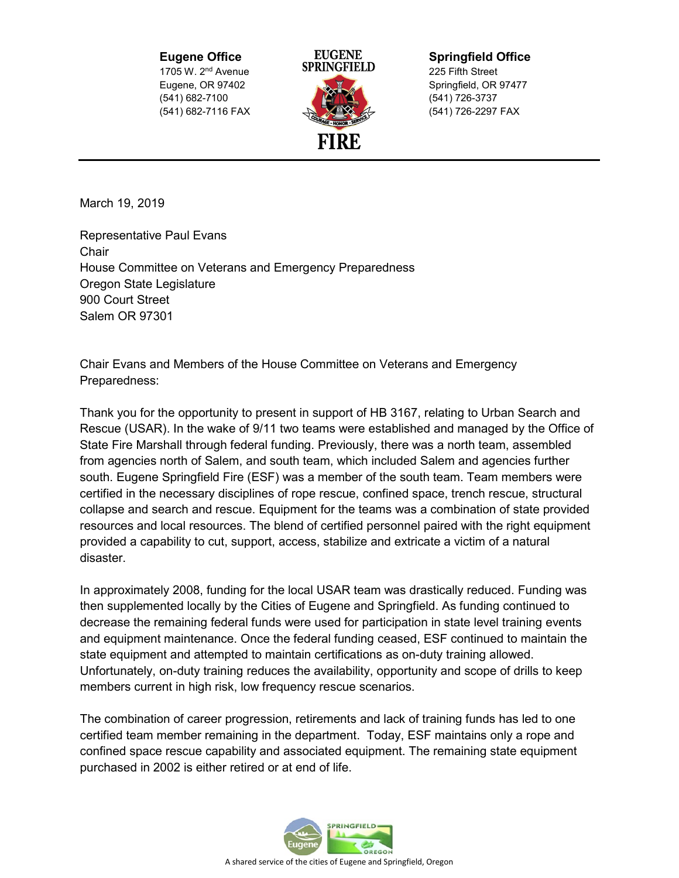**Eugene Office**
1705 W. 2nd Avenue
Eugene, OR 97402
(541) 682-7100
(541) 682-7116 FAX

EUGENE SPRINGFIELD FIRE

**Springfield Office**
225 Fifth Street
Springfield, OR 97477
(541) 726-3737
(541) 726-2297 FAX

---

March 19, 2019

Representative Paul Evans
Chair
House Committee on Veterans and Emergency Preparedness
Oregon State Legislature
900 Court Street
Salem OR 97301

Chair Evans and Members of the House Committee on Veterans and Emergency Preparedness:

Thank you for the opportunity to present in support of HB 3167, relating to Urban Search and Rescue (USAR). In the wake of 9/11 two teams were established and managed by the Office of State Fire Marshall through federal funding. Previously, there was a north team, assembled from agencies north of Salem, and south team, which included Salem and agencies further south. Eugene Springfield Fire (ESF) was a member of the south team. Team members were certified in the necessary disciplines of rope rescue, confined space, trench rescue, structural collapse and search and rescue. Equipment for the teams was a combination of state provided resources and local resources. The blend of certified personnel paired with the right equipment provided a capability to cut, support, access, stabilize and extricate a victim of a natural disaster.

In approximately 2008, funding for the local USAR team was drastically reduced. Funding was then supplemented locally by the Cities of Eugene and Springfield. As funding continued to decrease the remaining federal funds were used for participation in state level training events and equipment maintenance. Once the federal funding ceased, ESF continued to maintain the state equipment and attempted to maintain certifications as on-duty training allowed. Unfortunately, on-duty training reduces the availability, opportunity and scope of drills to keep members current in high risk, low frequency rescue scenarios.

The combination of career progression, retirements and lack of training funds has led to one certified team member remaining in the department. Today, ESF maintains only a rope and confined space rescue capability and associated equipment. The remaining state equipment purchased in 2002 is either retired or at end of life.

A shared service of the cities of Eugene and Springfield, Oregon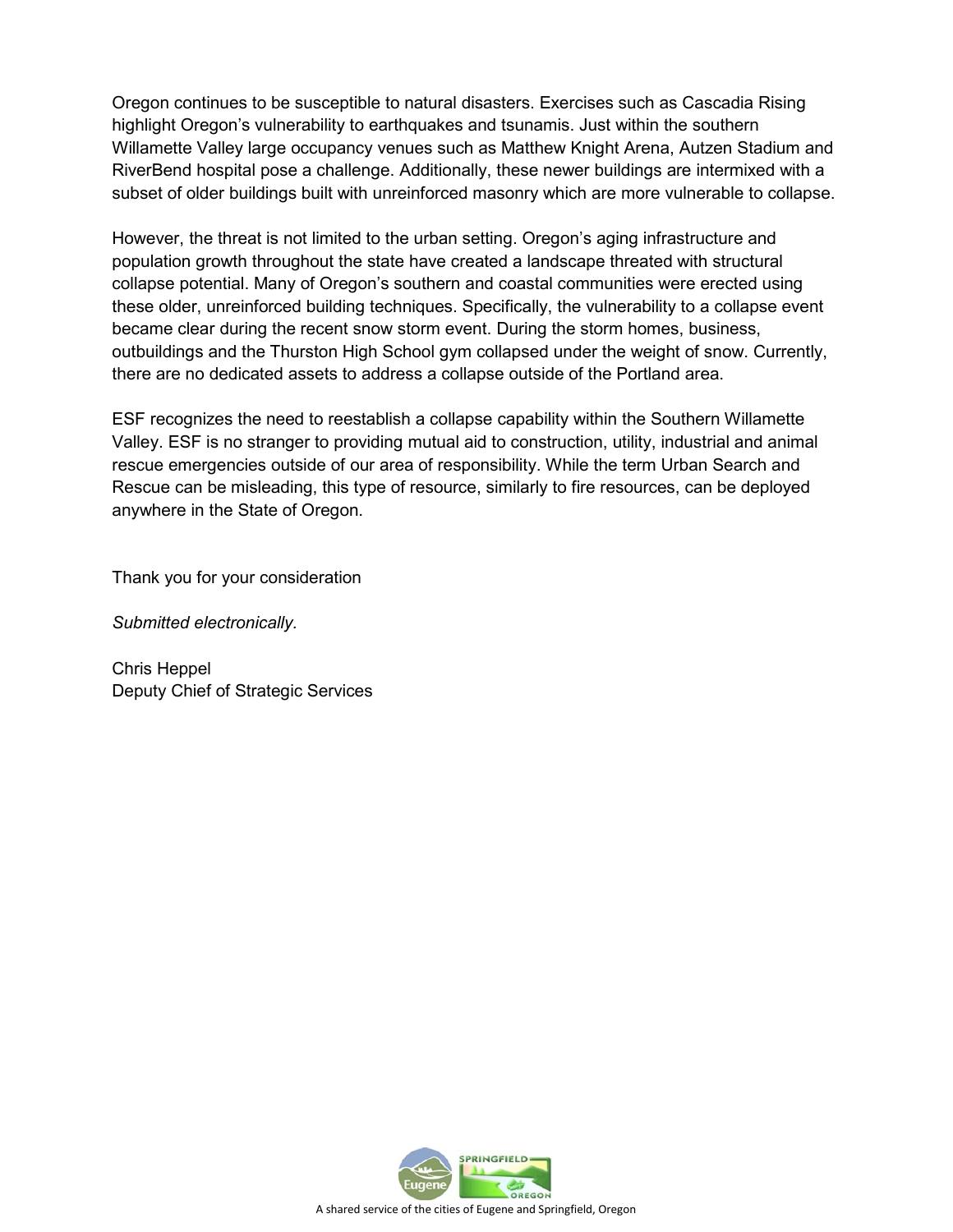Oregon continues to be susceptible to natural disasters. Exercises such as Cascadia Rising highlight Oregon's vulnerability to earthquakes and tsunamis. Just within the southern Willamette Valley large occupancy venues such as Matthew Knight Arena, Autzen Stadium and RiverBend hospital pose a challenge. Additionally, these newer buildings are intermixed with a subset of older buildings built with unreinforced masonry which are more vulnerable to collapse.

However, the threat is not limited to the urban setting. Oregon's aging infrastructure and population growth throughout the state have created a landscape threated with structural collapse potential. Many of Oregon's southern and coastal communities were erected using these older, unreinforced building techniques. Specifically, the vulnerability to a collapse event became clear during the recent snow storm event. During the storm homes, business, outbuildings and the Thurston High School gym collapsed under the weight of snow. Currently, there are no dedicated assets to address a collapse outside of the Portland area.

ESF recognizes the need to reestablish a collapse capability within the Southern Willamette Valley. ESF is no stranger to providing mutual aid to construction, utility, industrial and animal rescue emergencies outside of our area of responsibility. While the term Urban Search and Rescue can be misleading, this type of resource, similarly to fire resources, can be deployed anywhere in the State of Oregon.

Thank you for your consideration

*Submitted electronically.*

Chris Heppel
Deputy Chief of Strategic Services